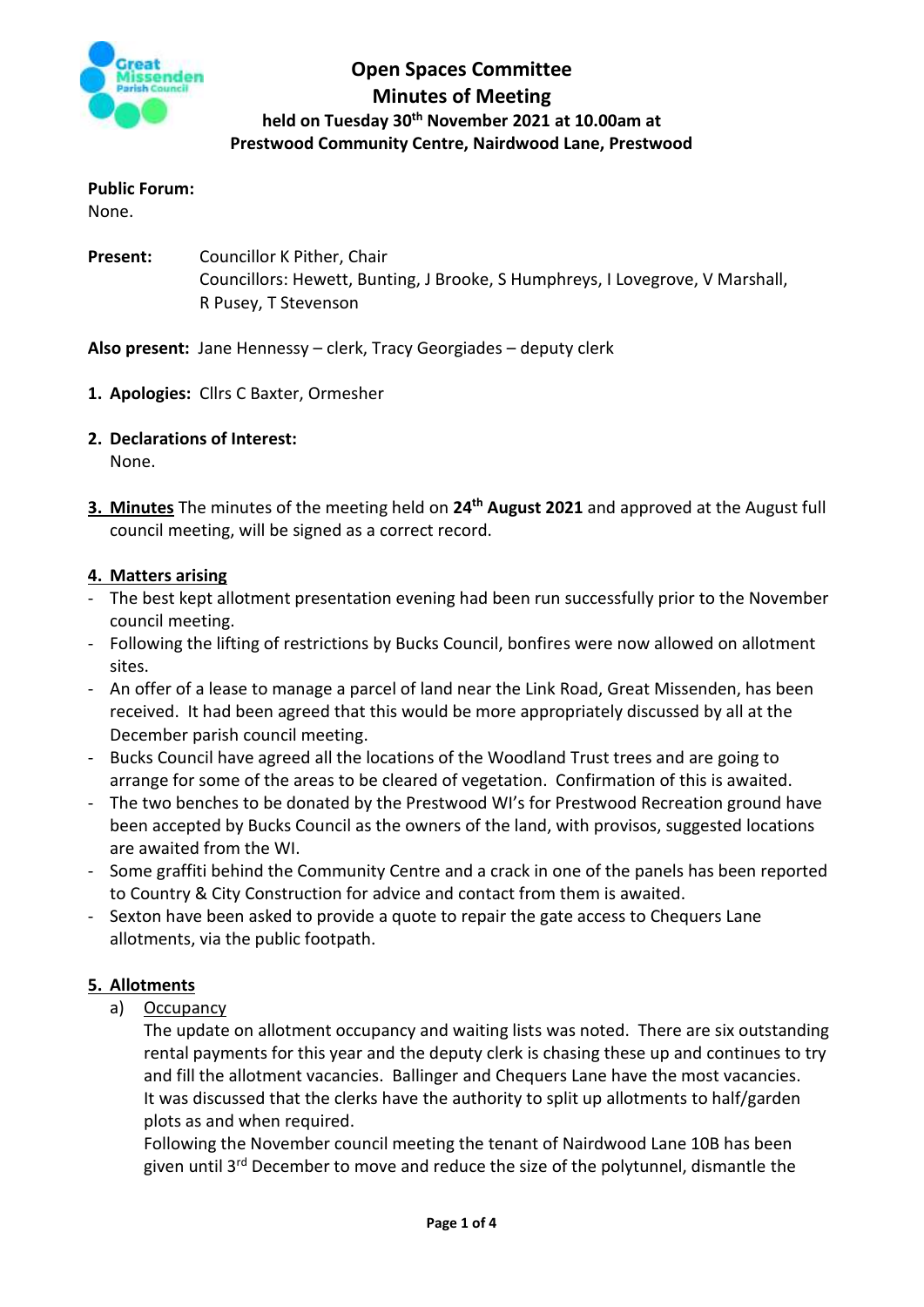# Open Spaces Committee
## Minutes of Meeting
### held on Tuesday 30th November 2021 at 10.00am at Prestwood Community Centre, Nairdwood Lane, Prestwood

**Public Forum:**
None.

**Present:** Councillor K Pither, Chair
Councillors: Hewett, Bunting, J Brooke, S Humphreys, I Lovegrove, V Marshall, R Pusey, T Stevenson

**Also present:** Jane Hennessy – clerk, Tracy Georgiades – deputy clerk

1. **Apologies:** Cllrs C Baxter, Ormesher

2. **Declarations of Interest:**
   None.

3. **Minutes** The minutes of the meeting held on **24th August 2021** and approved at the August full council meeting, will be signed as a correct record.

4. **Matters arising**

- The best kept allotment presentation evening had been run successfully prior to the November council meeting.
- Following the lifting of restrictions by Bucks Council, bonfires were now allowed on allotment sites.
- An offer of a lease to manage a parcel of land near the Link Road, Great Missenden, has been received. It had been agreed that this would be more appropriately discussed by all at the December parish council meeting.
- Bucks Council have agreed all the locations of the Woodland Trust trees and are going to arrange for some of the areas to be cleared of vegetation. Confirmation of this is awaited.
- The two benches to be donated by the Prestwood WI's for Prestwood Recreation ground have been accepted by Bucks Council as the owners of the land, with provisos, suggested locations are awaited from the WI.
- Some graffiti behind the Community Centre and a crack in one of the panels has been reported to Country & City Construction for advice and contact from them is awaited.
- Sexton have been asked to provide a quote to repair the gate access to Chequers Lane allotments, via the public footpath.

5. **Allotments**

   a) Occupancy

   The update on allotment occupancy and waiting lists was noted. There are six outstanding rental payments for this year and the deputy clerk is chasing these up and continues to try and fill the allotment vacancies. Ballinger and Chequers Lane have the most vacancies. It was discussed that the clerks have the authority to split up allotments to half/garden plots as and when required.

   Following the November council meeting the tenant of Nairdwood Lane 10B has been given until 3rd December to move and reduce the size of the polytunnel, dismantle the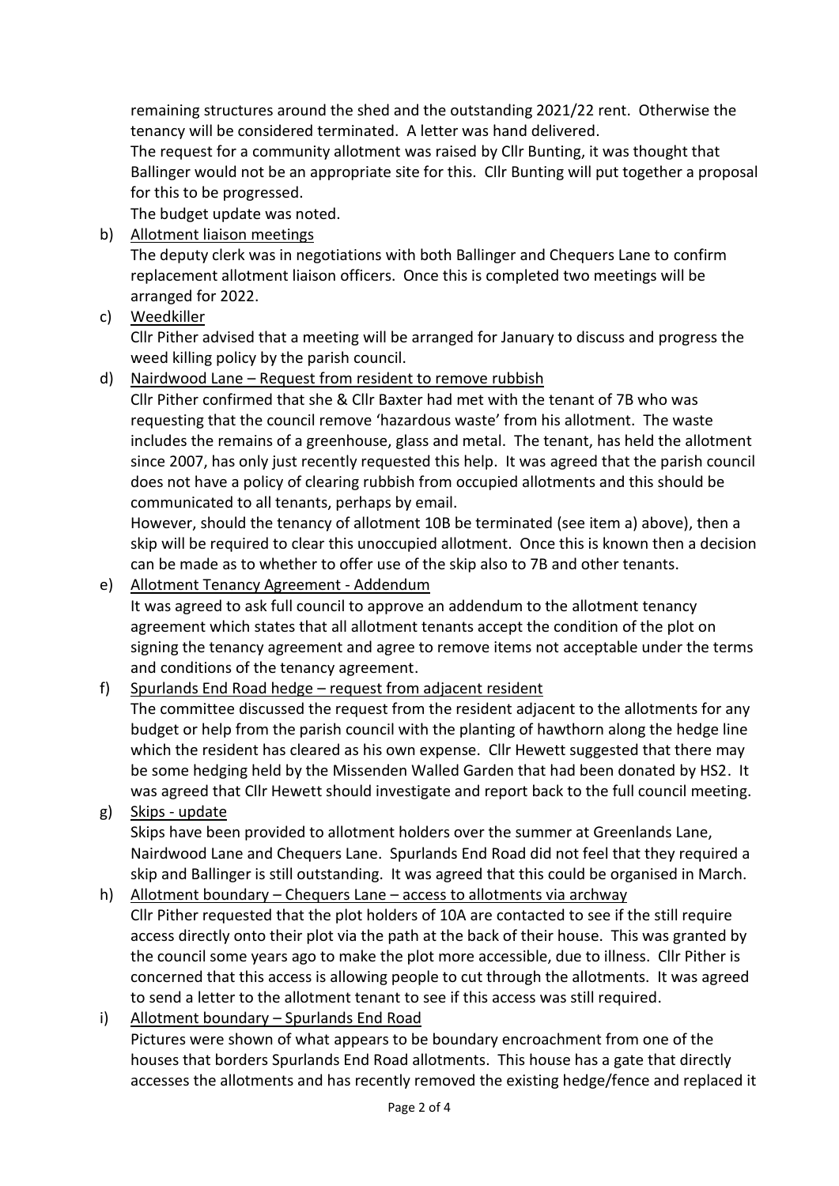remaining structures around the shed and the outstanding 2021/22 rent. Otherwise the tenancy will be considered terminated. A letter was hand delivered.

The request for a community allotment was raised by Cllr Bunting, it was thought that Ballinger would not be an appropriate site for this. Cllr Bunting will put together a proposal for this to be progressed.

The budget update was noted.

b) <u>Allotment liaison meetings</u>

The deputy clerk was in negotiations with both Ballinger and Chequers Lane to confirm replacement allotment liaison officers. Once this is completed two meetings will be arranged for 2022.

c) <u>Weedkiller</u>

Cllr Pither advised that a meeting will be arranged for January to discuss and progress the weed killing policy by the parish council.

d) <u>Nairdwood Lane – Request from resident to remove rubbish</u>

Cllr Pither confirmed that she & Cllr Baxter had met with the tenant of 7B who was requesting that the council remove 'hazardous waste' from his allotment. The waste includes the remains of a greenhouse, glass and metal. The tenant, has held the allotment since 2007, has only just recently requested this help. It was agreed that the parish council does not have a policy of clearing rubbish from occupied allotments and this should be communicated to all tenants, perhaps by email.

However, should the tenancy of allotment 10B be terminated (see item a) above), then a skip will be required to clear this unoccupied allotment. Once this is known then a decision can be made as to whether to offer use of the skip also to 7B and other tenants.

e) <u>Allotment Tenancy Agreement - Addendum</u>

It was agreed to ask full council to approve an addendum to the allotment tenancy agreement which states that all allotment tenants accept the condition of the plot on signing the tenancy agreement and agree to remove items not acceptable under the terms and conditions of the tenancy agreement.

f) <u>Spurlands End Road hedge – request from adjacent resident</u>

The committee discussed the request from the resident adjacent to the allotments for any budget or help from the parish council with the planting of hawthorn along the hedge line which the resident has cleared as his own expense. Cllr Hewett suggested that there may be some hedging held by the Missenden Walled Garden that had been donated by HS2. It was agreed that Cllr Hewett should investigate and report back to the full council meeting.

g) <u>Skips - update</u>

Skips have been provided to allotment holders over the summer at Greenlands Lane, Nairdwood Lane and Chequers Lane. Spurlands End Road did not feel that they required a skip and Ballinger is still outstanding. It was agreed that this could be organised in March.

h) <u>Allotment boundary – Chequers Lane – access to allotments via archway</u>

Cllr Pither requested that the plot holders of 10A are contacted to see if the still require access directly onto their plot via the path at the back of their house. This was granted by the council some years ago to make the plot more accessible, due to illness. Cllr Pither is concerned that this access is allowing people to cut through the allotments. It was agreed to send a letter to the allotment tenant to see if this access was still required.

i) <u>Allotment boundary – Spurlands End Road</u>

Pictures were shown of what appears to be boundary encroachment from one of the houses that borders Spurlands End Road allotments. This house has a gate that directly accesses the allotments and has recently removed the existing hedge/fence and replaced it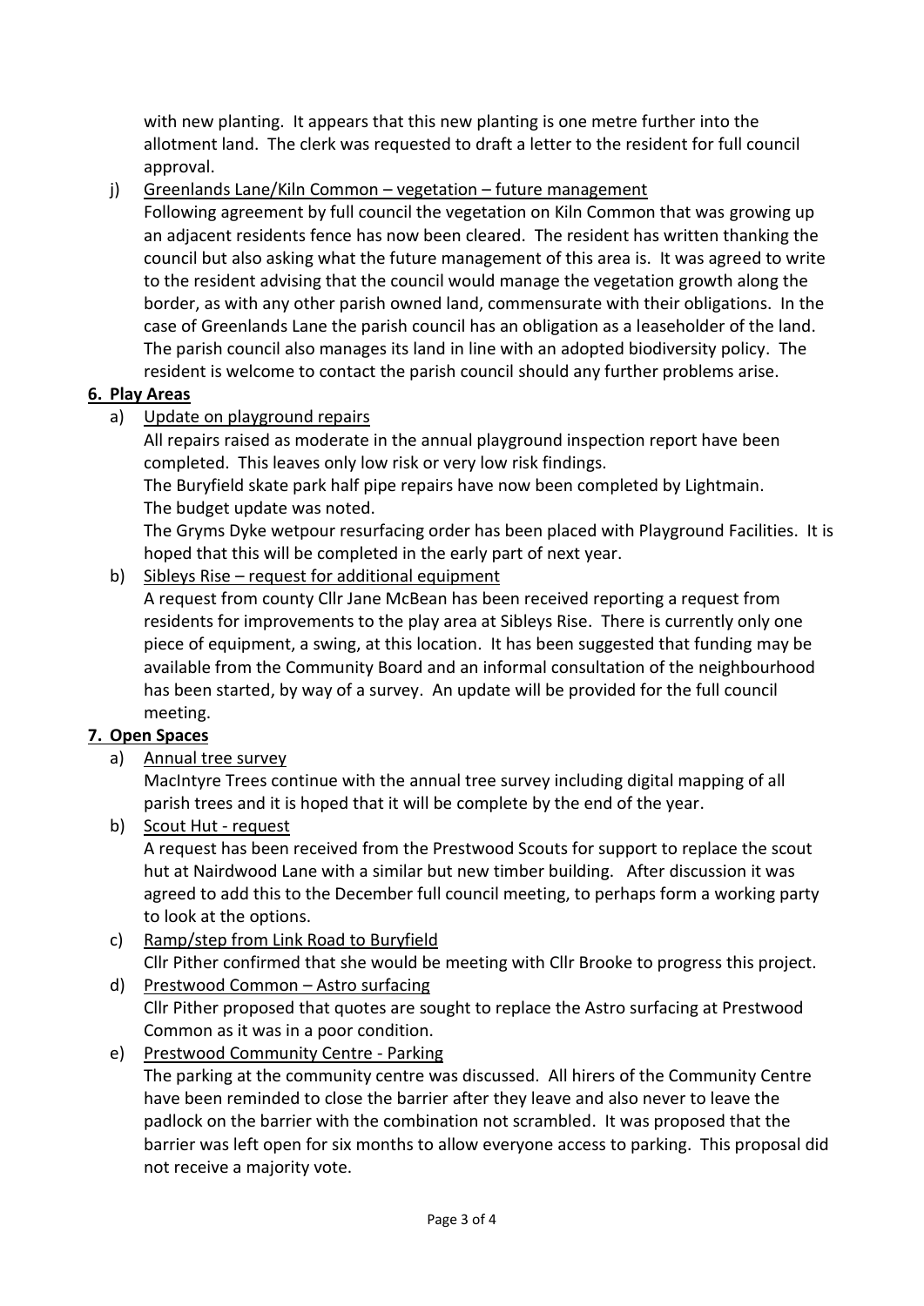with new planting. It appears that this new planting is one metre further into the allotment land. The clerk was requested to draft a letter to the resident for full council approval.

j) Greenlands Lane/Kiln Common – vegetation – future management
Following agreement by full council the vegetation on Kiln Common that was growing up an adjacent residents fence has now been cleared. The resident has written thanking the council but also asking what the future management of this area is. It was agreed to write to the resident advising that the council would manage the vegetation growth along the border, as with any other parish owned land, commensurate with their obligations. In the case of Greenlands Lane the parish council has an obligation as a leaseholder of the land. The parish council also manages its land in line with an adopted biodiversity policy. The resident is welcome to contact the parish council should any further problems arise.

**6. Play Areas**

a) Update on playground repairs
All repairs raised as moderate in the annual playground inspection report have been completed. This leaves only low risk or very low risk findings.
The Buryfield skate park half pipe repairs have now been completed by Lightmain.
The budget update was noted.
The Gryms Dyke wetpour resurfacing order has been placed with Playground Facilities. It is hoped that this will be completed in the early part of next year.

b) Sibleys Rise – request for additional equipment
A request from county Cllr Jane McBean has been received reporting a request from residents for improvements to the play area at Sibleys Rise. There is currently only one piece of equipment, a swing, at this location. It has been suggested that funding may be available from the Community Board and an informal consultation of the neighbourhood has been started, by way of a survey. An update will be provided for the full council meeting.

**7. Open Spaces**

a) Annual tree survey
MacIntyre Trees continue with the annual tree survey including digital mapping of all parish trees and it is hoped that it will be complete by the end of the year.

b) Scout Hut - request
A request has been received from the Prestwood Scouts for support to replace the scout hut at Nairdwood Lane with a similar but new timber building. After discussion it was agreed to add this to the December full council meeting, to perhaps form a working party to look at the options.

c) Ramp/step from Link Road to Buryfield
Cllr Pither confirmed that she would be meeting with Cllr Brooke to progress this project.

d) Prestwood Common – Astro surfacing
Cllr Pither proposed that quotes are sought to replace the Astro surfacing at Prestwood Common as it was in a poor condition.

e) Prestwood Community Centre - Parking
The parking at the community centre was discussed. All hirers of the Community Centre have been reminded to close the barrier after they leave and also never to leave the padlock on the barrier with the combination not scrambled. It was proposed that the barrier was left open for six months to allow everyone access to parking. This proposal did not receive a majority vote.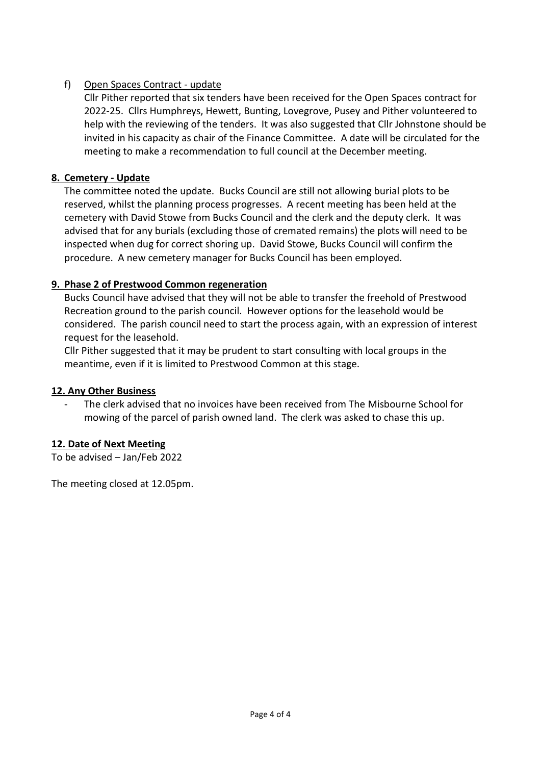f) Open Spaces Contract - update

Cllr Pither reported that six tenders have been received for the Open Spaces contract for 2022-25. Cllrs Humphreys, Hewett, Bunting, Lovegrove, Pusey and Pither volunteered to help with the reviewing of the tenders. It was also suggested that Cllr Johnstone should be invited in his capacity as chair of the Finance Committee. A date will be circulated for the meeting to make a recommendation to full council at the December meeting.

**8. Cemetery - Update**

The committee noted the update. Bucks Council are still not allowing burial plots to be reserved, whilst the planning process progresses. A recent meeting has been held at the cemetery with David Stowe from Bucks Council and the clerk and the deputy clerk. It was advised that for any burials (excluding those of cremated remains) the plots will need to be inspected when dug for correct shoring up. David Stowe, Bucks Council will confirm the procedure. A new cemetery manager for Bucks Council has been employed.

**9. Phase 2 of Prestwood Common regeneration**

Bucks Council have advised that they will not be able to transfer the freehold of Prestwood Recreation ground to the parish council. However options for the leasehold would be considered. The parish council need to start the process again, with an expression of interest request for the leasehold.

Cllr Pither suggested that it may be prudent to start consulting with local groups in the meantime, even if it is limited to Prestwood Common at this stage.

**12. Any Other Business**

- The clerk advised that no invoices have been received from The Misbourne School for mowing of the parcel of parish owned land. The clerk was asked to chase this up.

**12. Date of Next Meeting**

To be advised – Jan/Feb 2022

The meeting closed at 12.05pm.